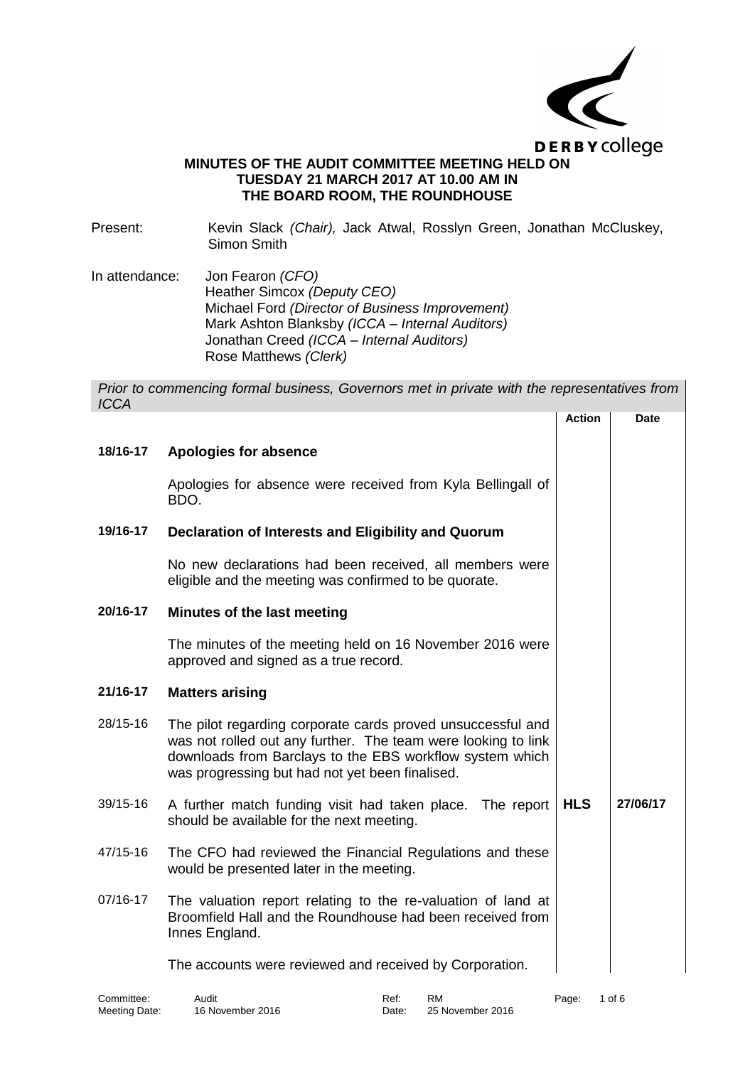DERBY college

**MINUTES OF THE AUDIT COMMITTEE MEETING HELD ON TUESDAY 21 MARCH 2017 AT 10.00 AM IN THE BOARD ROOM, THE ROUNDHOUSE**

Present: Kevin Slack *(Chair),* Jack Atwal, Rosslyn Green, Jonathan McCluskey, Simon Smith

In attendance: Jon Fearon *(CFO)*
Heather Simcox *(Deputy CEO)*
Michael Ford *(Director of Business Improvement)*
Mark Ashton Blanksby *(ICCA – Internal Auditors)*
Jonathan Creed *(ICCA – Internal Auditors)*
Rose Matthews *(Clerk)*

*Prior to commencing formal business, Governors met in private with the representatives from ICCA*

| | | Action | Date |
|---|---|---|---|
| **18/16-17** | **Apologies for absence** | | |
| | Apologies for absence were received from Kyla Bellingall of BDO. | | |
| **19/16-17** | **Declaration of Interests and Eligibility and Quorum** | | |
| | No new declarations had been received, all members were eligible and the meeting was confirmed to be quorate. | | |
| **20/16-17** | **Minutes of the last meeting** | | |
| | The minutes of the meeting held on 16 November 2016 were approved and signed as a true record. | | |
| **21/16-17** | **Matters arising** | | |
| 28/15-16 | The pilot regarding corporate cards proved unsuccessful and was not rolled out any further. The team were looking to link downloads from Barclays to the EBS workflow system which was progressing but had not yet been finalised. | | |
| 39/15-16 | A further match funding visit had taken place. The report should be available for the next meeting. | **HLS** | **27/06/17** |
| 47/15-16 | The CFO had reviewed the Financial Regulations and these would be presented later in the meeting. | | |
| 07/16-17 | The valuation report relating to the re-valuation of land at Broomfield Hall and the Roundhouse had been received from Innes England. | | |
| | The accounts were reviewed and received by Corporation. | | |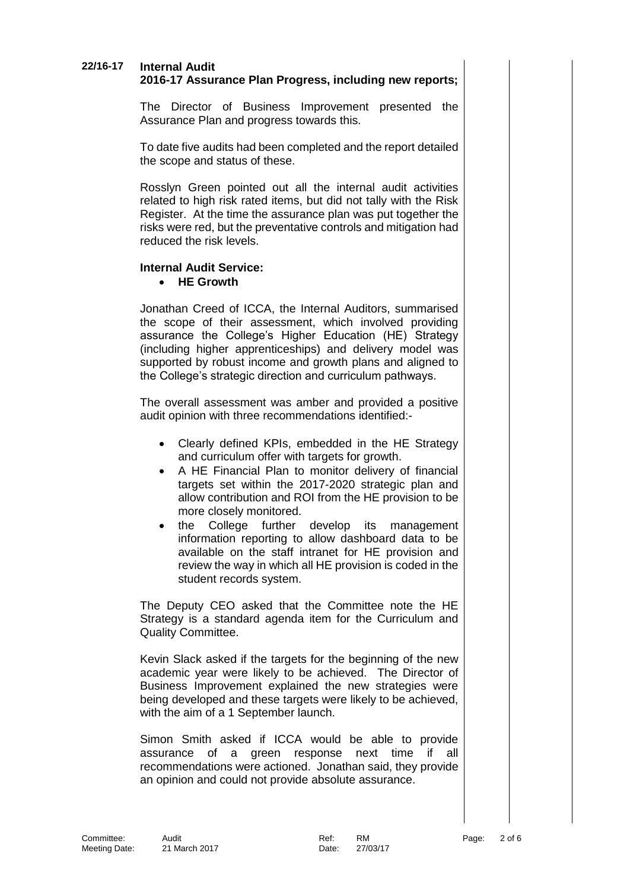**22/16-17 Internal Audit**
**2016-17 Assurance Plan Progress, including new reports;**

The Director of Business Improvement presented the Assurance Plan and progress towards this.

To date five audits had been completed and the report detailed the scope and status of these.

Rosslyn Green pointed out all the internal audit activities related to high risk rated items, but did not tally with the Risk Register. At the time the assurance plan was put together the risks were red, but the preventative controls and mitigation had reduced the risk levels.

**Internal Audit Service:**

- **HE Growth**

Jonathan Creed of ICCA, the Internal Auditors, summarised the scope of their assessment, which involved providing assurance the College's Higher Education (HE) Strategy (including higher apprenticeships) and delivery model was supported by robust income and growth plans and aligned to the College's strategic direction and curriculum pathways.

The overall assessment was amber and provided a positive audit opinion with three recommendations identified:-

- Clearly defined KPIs, embedded in the HE Strategy and curriculum offer with targets for growth.
- A HE Financial Plan to monitor delivery of financial targets set within the 2017-2020 strategic plan and allow contribution and ROI from the HE provision to be more closely monitored.
- the College further develop its management information reporting to allow dashboard data to be available on the staff intranet for HE provision and review the way in which all HE provision is coded in the student records system.

The Deputy CEO asked that the Committee note the HE Strategy is a standard agenda item for the Curriculum and Quality Committee.

Kevin Slack asked if the targets for the beginning of the new academic year were likely to be achieved. The Director of Business Improvement explained the new strategies were being developed and these targets were likely to be achieved, with the aim of a 1 September launch.

Simon Smith asked if ICCA would be able to provide assurance of a green response next time if all recommendations were actioned. Jonathan said, they provide an opinion and could not provide absolute assurance.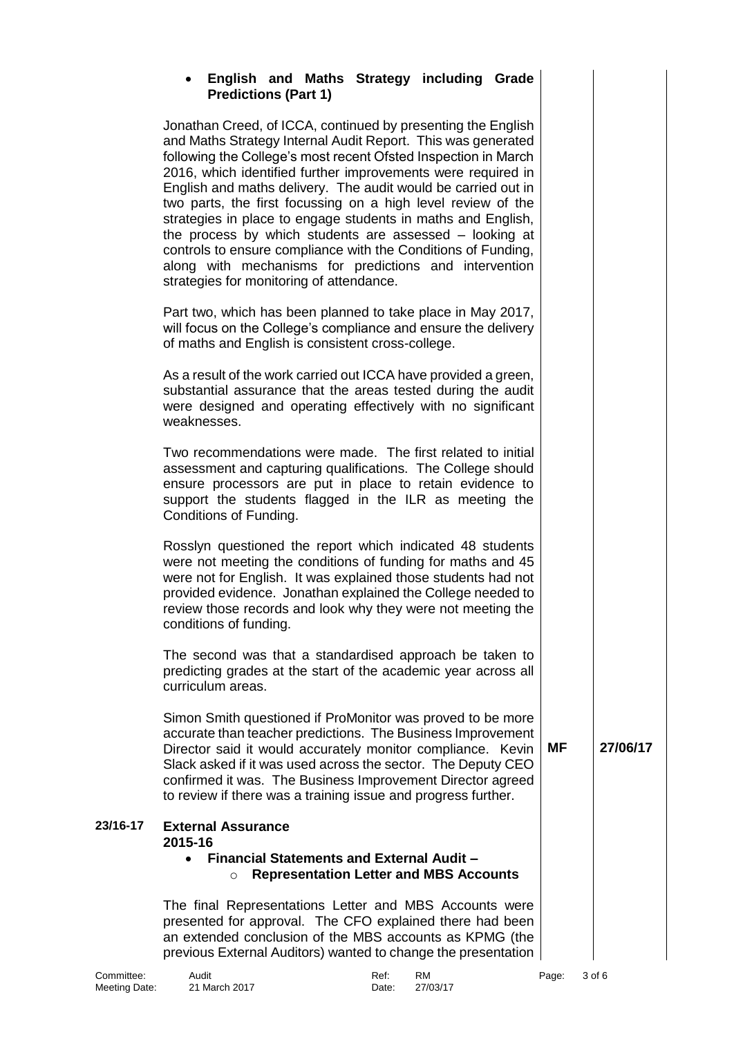- **English and Maths Strategy including Grade Predictions (Part 1)**

Jonathan Creed, of ICCA, continued by presenting the English and Maths Strategy Internal Audit Report. This was generated following the College's most recent Ofsted Inspection in March 2016, which identified further improvements were required in English and maths delivery. The audit would be carried out in two parts, the first focussing on a high level review of the strategies in place to engage students in maths and English, the process by which students are assessed – looking at controls to ensure compliance with the Conditions of Funding, along with mechanisms for predictions and intervention strategies for monitoring of attendance.

Part two, which has been planned to take place in May 2017, will focus on the College's compliance and ensure the delivery of maths and English is consistent cross-college.

As a result of the work carried out ICCA have provided a green, substantial assurance that the areas tested during the audit were designed and operating effectively with no significant weaknesses.

Two recommendations were made. The first related to initial assessment and capturing qualifications. The College should ensure processors are put in place to retain evidence to support the students flagged in the ILR as meeting the Conditions of Funding.

Rosslyn questioned the report which indicated 48 students were not meeting the conditions of funding for maths and 45 were not for English. It was explained those students had not provided evidence. Jonathan explained the College needed to review those records and look why they were not meeting the conditions of funding.

The second was that a standardised approach be taken to predicting grades at the start of the academic year across all curriculum areas.

Simon Smith questioned if ProMonitor was proved to be more accurate than teacher predictions. The Business Improvement Director said it would accurately monitor compliance. Kevin Slack asked if it was used across the sector. The Deputy CEO confirmed it was. The Business Improvement Director agreed to review if there was a training issue and progress further. **MF** **27/06/17**

**23/16-17** **External Assurance**
**2015-16**

- **Financial Statements and External Audit –**
  - **Representation Letter and MBS Accounts**

The final Representations Letter and MBS Accounts were presented for approval. The CFO explained there had been an extended conclusion of the MBS accounts as KPMG (the previous External Auditors) wanted to change the presentation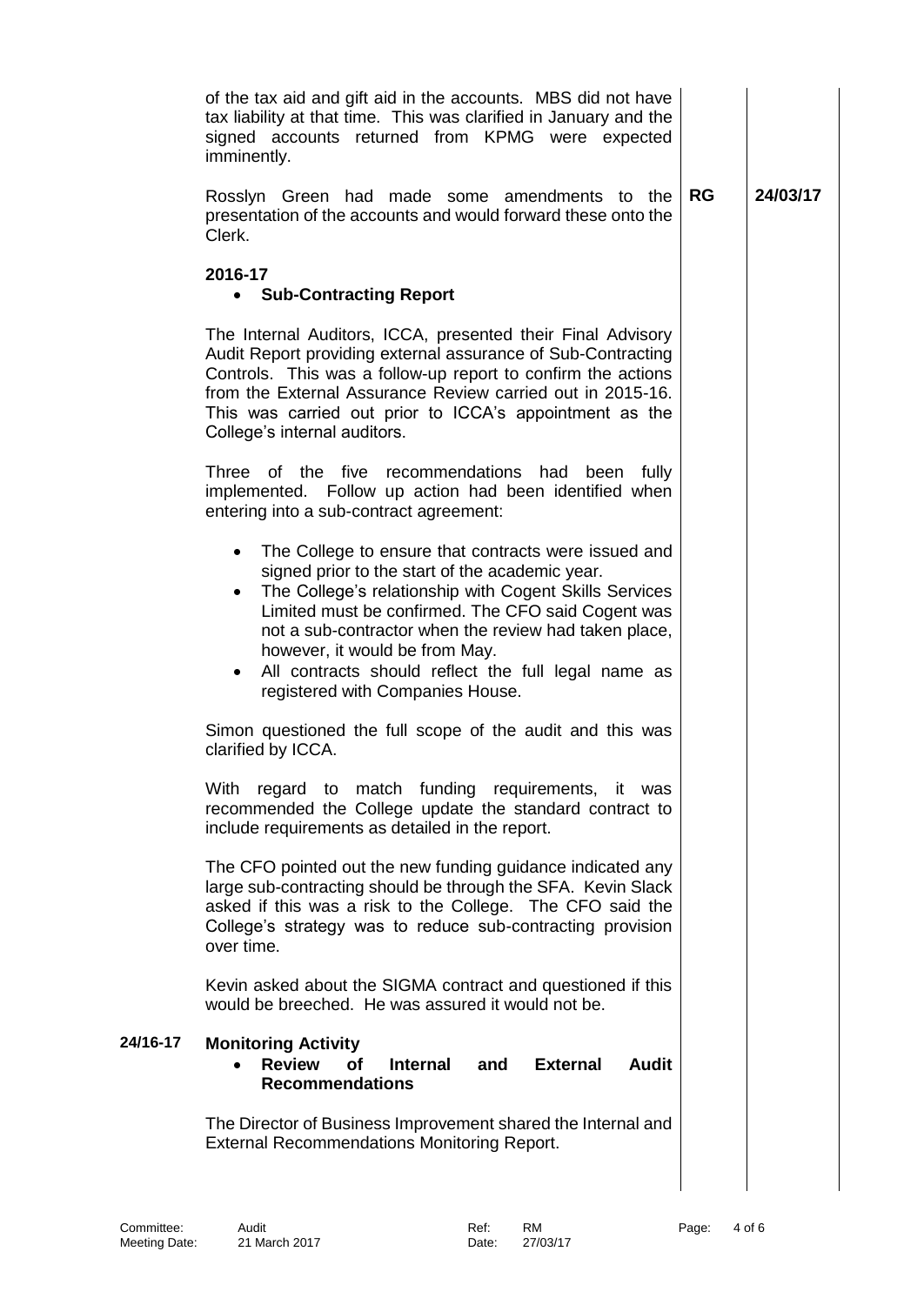of the tax aid and gift aid in the accounts. MBS did not have tax liability at that time. This was clarified in January and the signed accounts returned from KPMG were expected imminently.

| | | | |
|---|---|---|---|
| | Rosslyn Green had made some amendments to the presentation of the accounts and would forward these onto the Clerk. | **RG** | **24/03/17** |

**2016-17**

- **Sub-Contracting Report**

The Internal Auditors, ICCA, presented their Final Advisory Audit Report providing external assurance of Sub-Contracting Controls. This was a follow-up report to confirm the actions from the External Assurance Review carried out in 2015-16. This was carried out prior to ICCA's appointment as the College's internal auditors.

Three of the five recommendations had been fully implemented. Follow up action had been identified when entering into a sub-contract agreement:

- The College to ensure that contracts were issued and signed prior to the start of the academic year.
- The College's relationship with Cogent Skills Services Limited must be confirmed. The CFO said Cogent was not a sub-contractor when the review had taken place, however, it would be from May.
- All contracts should reflect the full legal name as registered with Companies House.

Simon questioned the full scope of the audit and this was clarified by ICCA.

With regard to match funding requirements, it was recommended the College update the standard contract to include requirements as detailed in the report.

The CFO pointed out the new funding guidance indicated any large sub-contracting should be through the SFA. Kevin Slack asked if this was a risk to the College. The CFO said the College's strategy was to reduce sub-contracting provision over time.

Kevin asked about the SIGMA contract and questioned if this would be breeched. He was assured it would not be.

**24/16-17** **Monitoring Activity**

- **Review of Internal and External Audit Recommendations**

The Director of Business Improvement shared the Internal and External Recommendations Monitoring Report.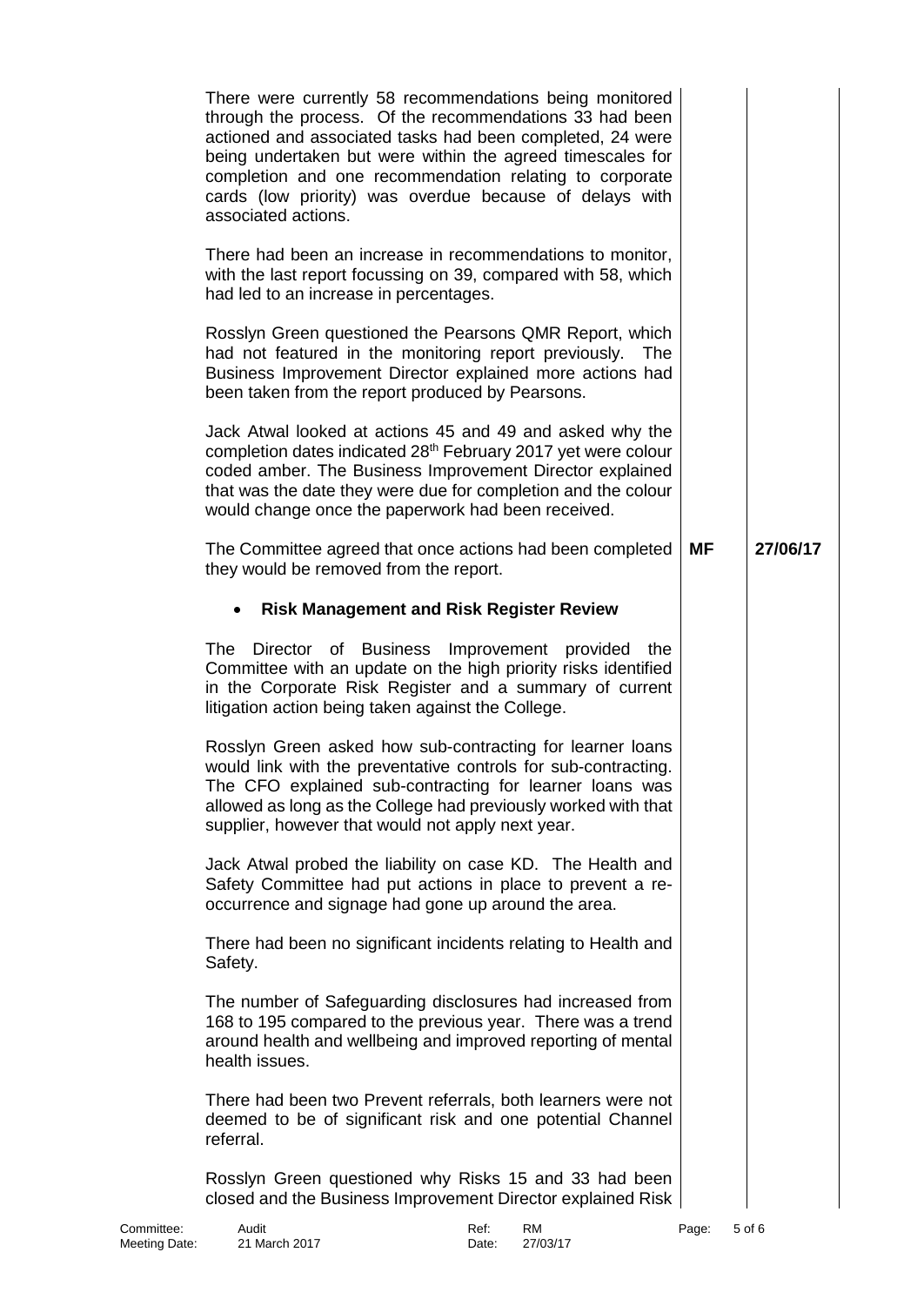| | | |
|---|---|---|
| There were currently 58 recommendations being monitored through the process. Of the recommendations 33 had been actioned and associated tasks had been completed, 24 were being undertaken but were within the agreed timescales for completion and one recommendation relating to corporate cards (low priority) was overdue because of delays with associated actions. | | |
| There had been an increase in recommendations to monitor, with the last report focussing on 39, compared with 58, which had led to an increase in percentages. | | |
| Rosslyn Green questioned the Pearsons QMR Report, which had not featured in the monitoring report previously. The Business Improvement Director explained more actions had been taken from the report produced by Pearsons. | | |
| Jack Atwal looked at actions 45 and 49 and asked why the completion dates indicated 28th February 2017 yet were colour coded amber. The Business Improvement Director explained that was the date they were due for completion and the colour would change once the paperwork had been received. | | |
| The Committee agreed that once actions had been completed they would be removed from the report. | **MF** | **27/06/17** |
| • **Risk Management and Risk Register Review** | | |
| The Director of Business Improvement provided the Committee with an update on the high priority risks identified in the Corporate Risk Register and a summary of current litigation action being taken against the College. | | |
| Rosslyn Green asked how sub-contracting for learner loans would link with the preventative controls for sub-contracting. The CFO explained sub-contracting for learner loans was allowed as long as the College had previously worked with that supplier, however that would not apply next year. | | |
| Jack Atwal probed the liability on case KD. The Health and Safety Committee had put actions in place to prevent a re-occurrence and signage had gone up around the area. | | |
| There had been no significant incidents relating to Health and Safety. | | |
| The number of Safeguarding disclosures had increased from 168 to 195 compared to the previous year. There was a trend around health and wellbeing and improved reporting of mental health issues. | | |
| There had been two Prevent referrals, both learners were not deemed to be of significant risk and one potential Channel referral. | | |
| Rosslyn Green questioned why Risks 15 and 33 had been closed and the Business Improvement Director explained Risk | | |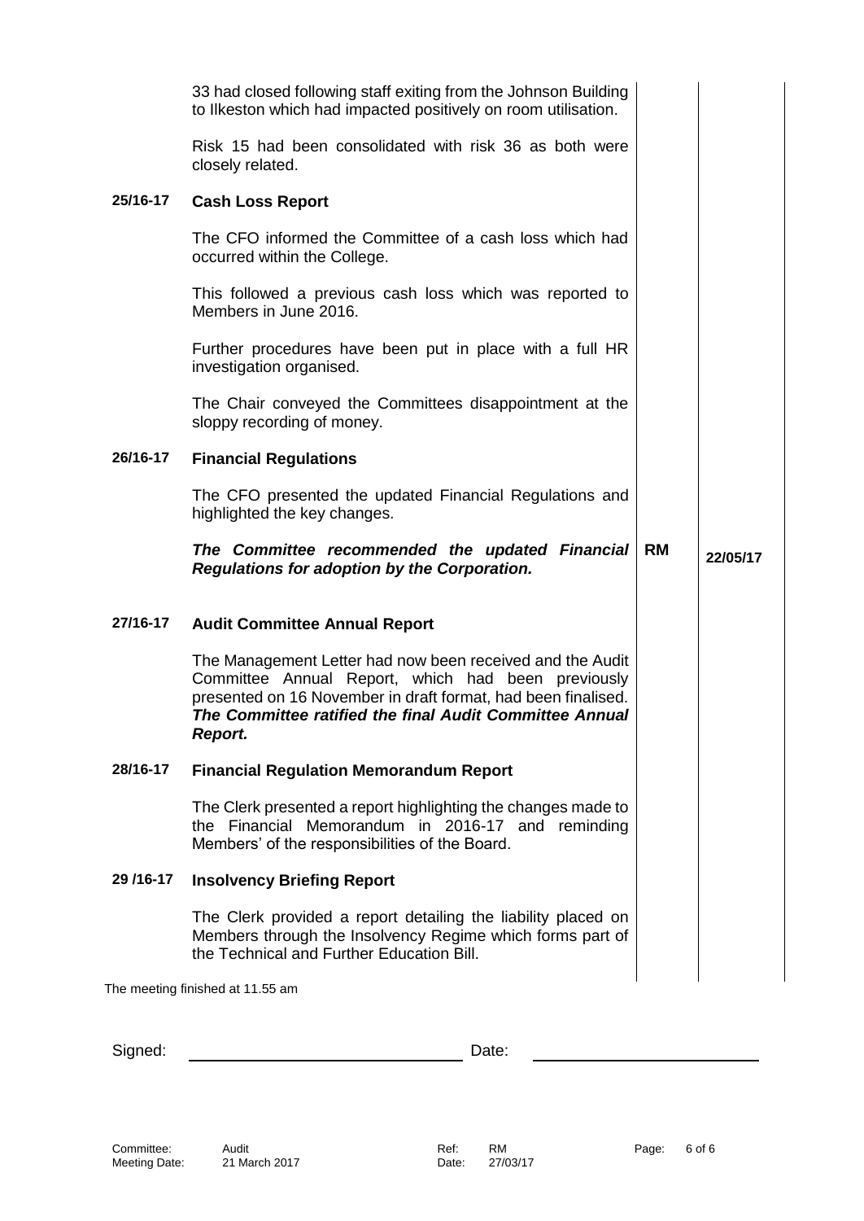| | | | |
|---|---|---|---|
| | 33 had closed following staff exiting from the Johnson Building to Ilkeston which had impacted positively on room utilisation. | | |
| | Risk 15 had been consolidated with risk 36 as both were closely related. | | |
| **25/16-17** | **Cash Loss Report** | | |
| | The CFO informed the Committee of a cash loss which had occurred within the College. | | |
| | This followed a previous cash loss which was reported to Members in June 2016. | | |
| | Further procedures have been put in place with a full HR investigation organised. | | |
| | The Chair conveyed the Committees disappointment at the sloppy recording of money. | | |
| **26/16-17** | **Financial Regulations** | | |
| | The CFO presented the updated Financial Regulations and highlighted the key changes. | | |
| | ***The Committee recommended the updated Financial Regulations for adoption by the Corporation.*** | **RM** | **22/05/17** |
| **27/16-17** | **Audit Committee Annual Report** | | |
| | The Management Letter had now been received and the Audit Committee Annual Report, which had been previously presented on 16 November in draft format, had been finalised. ***The Committee ratified the final Audit Committee Annual Report.*** | | |
| **28/16-17** | **Financial Regulation Memorandum Report** | | |
| | The Clerk presented a report highlighting the changes made to the Financial Memorandum in 2016-17 and reminding Members' of the responsibilities of the Board. | | |
| **29 /16-17** | **Insolvency Briefing Report** | | |
| | The Clerk provided a report detailing the liability placed on Members through the Insolvency Regime which forms part of the Technical and Further Education Bill. | | |

The meeting finished at 11.55 am

Signed: ______________________ Date: ______________________